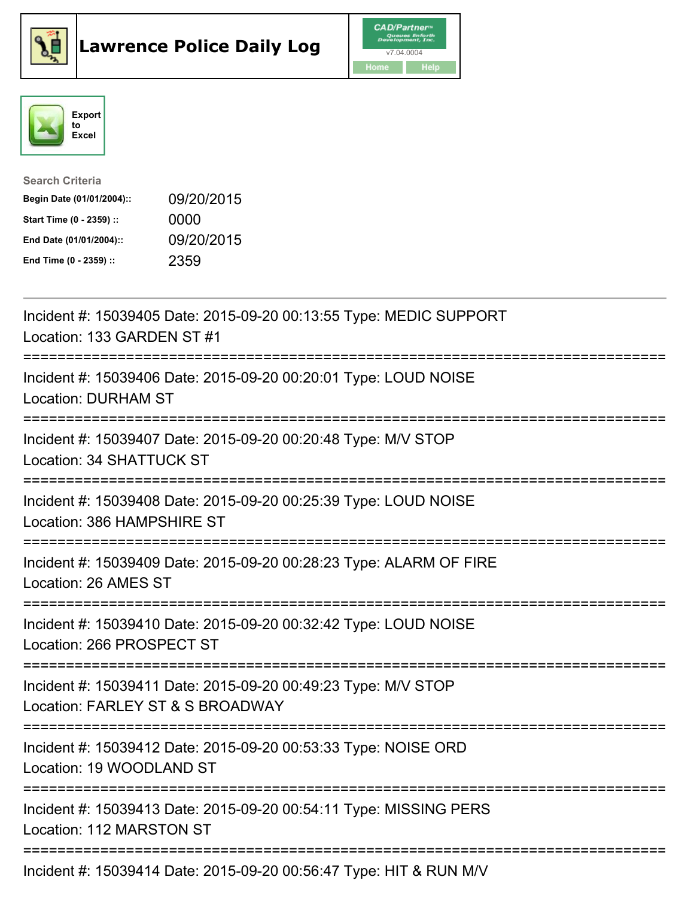# Lawrence Police Daily Log

CAD/Partner
v7.04.0004
Home Help

Export to Excel

**Search Criteria**

| | |
|---|---|
| **Begin Date (01/01/2004)::** | 09/20/2015 |
| **Start Time (0 - 2359) ::** | 0000 |
| **End Date (01/01/2004)::** | 09/20/2015 |
| **End Time (0 - 2359) ::** | 2359 |

---

Incident #: 15039405 Date: 2015-09-20 00:13:55 Type: MEDIC SUPPORT
Location: 133 GARDEN ST #1

===========================================================================

Incident #: 15039406 Date: 2015-09-20 00:20:01 Type: LOUD NOISE
Location: DURHAM ST

===========================================================================

Incident #: 15039407 Date: 2015-09-20 00:20:48 Type: M/V STOP
Location: 34 SHATTUCK ST

===========================================================================

Incident #: 15039408 Date: 2015-09-20 00:25:39 Type: LOUD NOISE
Location: 386 HAMPSHIRE ST

===========================================================================

Incident #: 15039409 Date: 2015-09-20 00:28:23 Type: ALARM OF FIRE
Location: 26 AMES ST

===========================================================================

Incident #: 15039410 Date: 2015-09-20 00:32:42 Type: LOUD NOISE
Location: 266 PROSPECT ST

===========================================================================

Incident #: 15039411 Date: 2015-09-20 00:49:23 Type: M/V STOP
Location: FARLEY ST & S BROADWAY

===========================================================================

Incident #: 15039412 Date: 2015-09-20 00:53:33 Type: NOISE ORD
Location: 19 WOODLAND ST

===========================================================================

Incident #: 15039413 Date: 2015-09-20 00:54:11 Type: MISSING PERS
Location: 112 MARSTON ST

===========================================================================

Incident #: 15039414 Date: 2015-09-20 00:56:47 Type: HIT & RUN M/V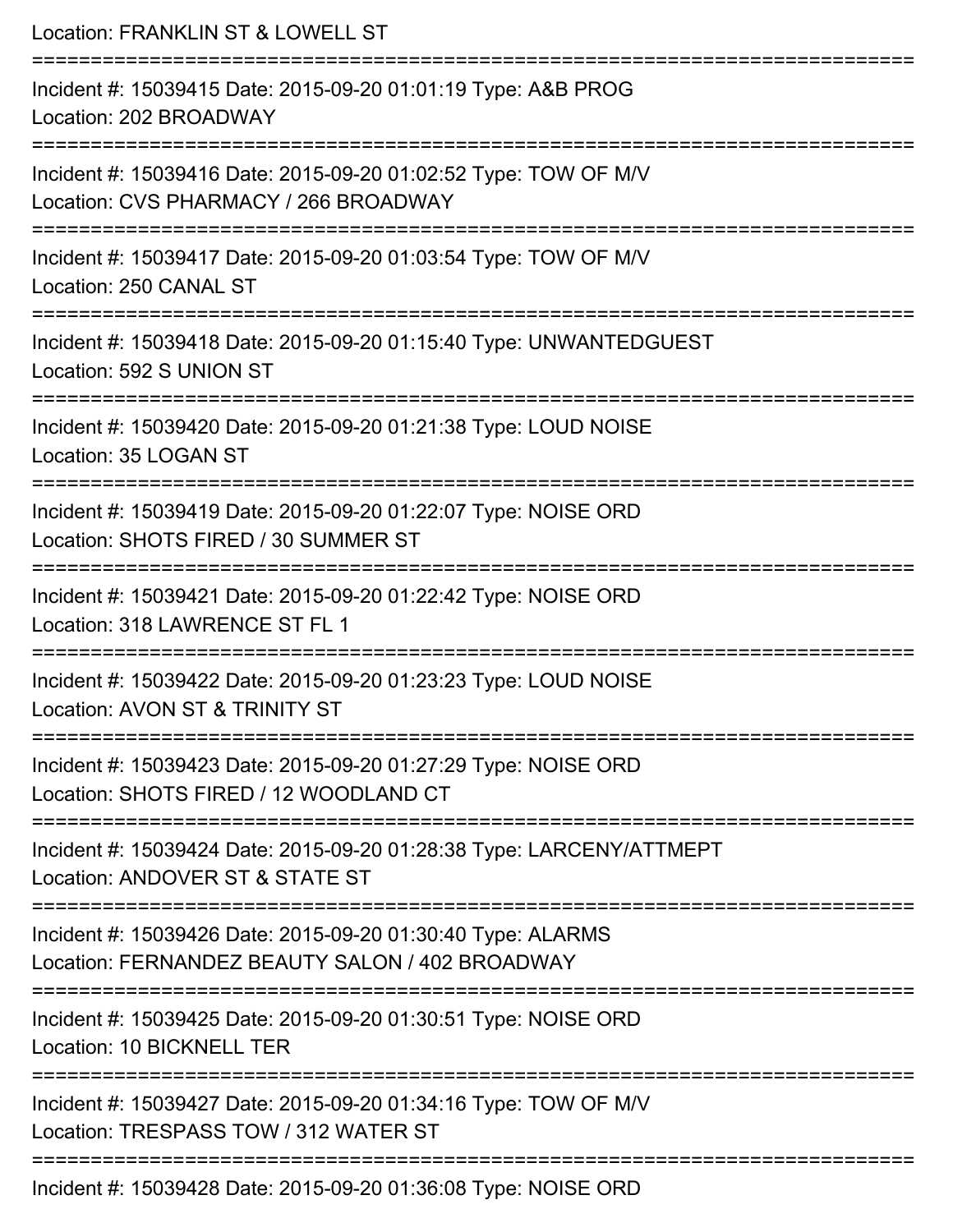Location: FRANKLIN ST & LOWELL ST

===========================================================================

Incident #: 15039415 Date: 2015-09-20 01:01:19 Type: A&B PROG
Location: 202 BROADWAY

===========================================================================

Incident #: 15039416 Date: 2015-09-20 01:02:52 Type: TOW OF M/V
Location: CVS PHARMACY / 266 BROADWAY

===========================================================================

Incident #: 15039417 Date: 2015-09-20 01:03:54 Type: TOW OF M/V
Location: 250 CANAL ST

===========================================================================

Incident #: 15039418 Date: 2015-09-20 01:15:40 Type: UNWANTEDGUEST
Location: 592 S UNION ST

===========================================================================

Incident #: 15039420 Date: 2015-09-20 01:21:38 Type: LOUD NOISE
Location: 35 LOGAN ST

===========================================================================

Incident #: 15039419 Date: 2015-09-20 01:22:07 Type: NOISE ORD
Location: SHOTS FIRED / 30 SUMMER ST

===========================================================================

Incident #: 15039421 Date: 2015-09-20 01:22:42 Type: NOISE ORD
Location: 318 LAWRENCE ST FL 1

===========================================================================

Incident #: 15039422 Date: 2015-09-20 01:23:23 Type: LOUD NOISE
Location: AVON ST & TRINITY ST

===========================================================================

Incident #: 15039423 Date: 2015-09-20 01:27:29 Type: NOISE ORD
Location: SHOTS FIRED / 12 WOODLAND CT

===========================================================================

Incident #: 15039424 Date: 2015-09-20 01:28:38 Type: LARCENY/ATTMEPT
Location: ANDOVER ST & STATE ST

===========================================================================

Incident #: 15039426 Date: 2015-09-20 01:30:40 Type: ALARMS
Location: FERNANDEZ BEAUTY SALON / 402 BROADWAY

===========================================================================

Incident #: 15039425 Date: 2015-09-20 01:30:51 Type: NOISE ORD
Location: 10 BICKNELL TER

===========================================================================

Incident #: 15039427 Date: 2015-09-20 01:34:16 Type: TOW OF M/V
Location: TRESPASS TOW / 312 WATER ST

===========================================================================

Incident #: 15039428 Date: 2015-09-20 01:36:08 Type: NOISE ORD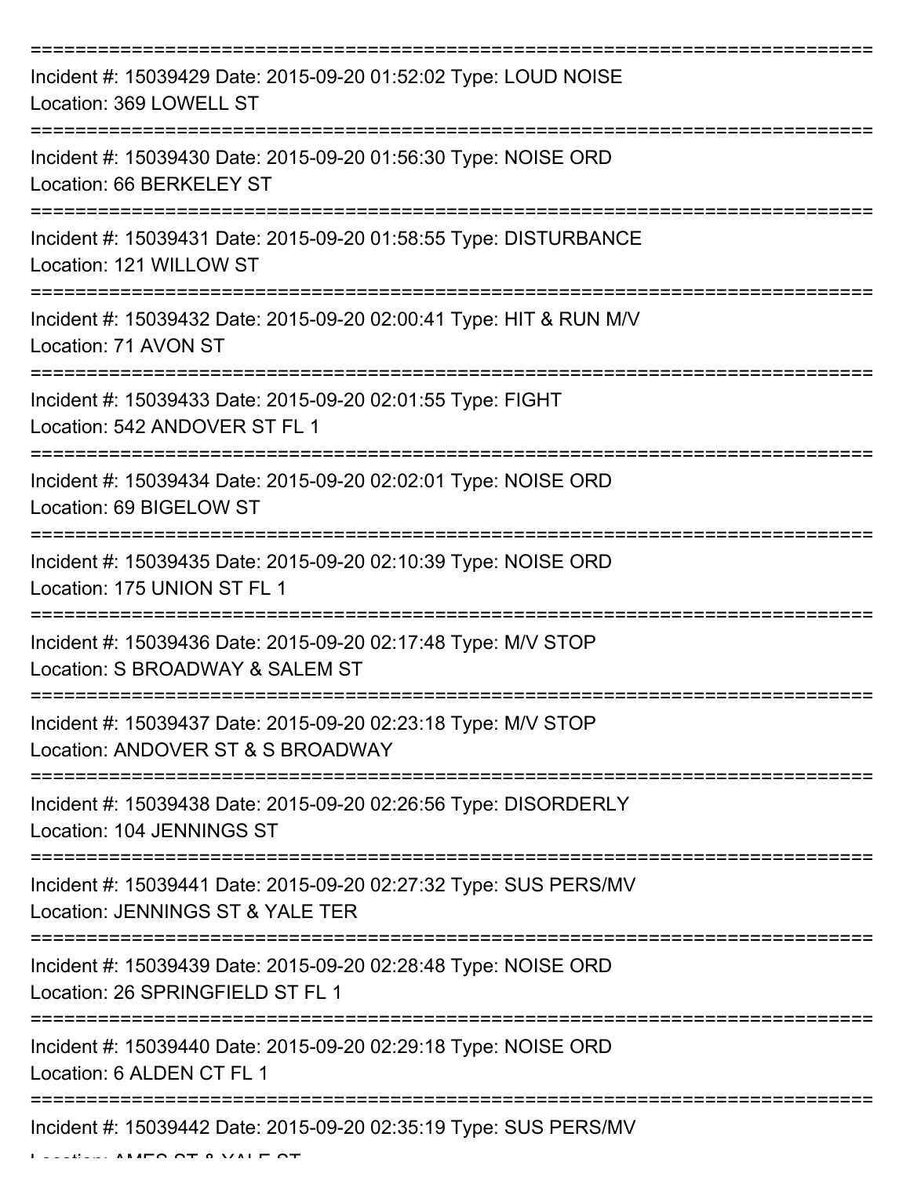===========================================================================

Incident #: 15039429 Date: 2015-09-20 01:52:02 Type: LOUD NOISE
Location: 369 LOWELL ST

===========================================================================

Incident #: 15039430 Date: 2015-09-20 01:56:30 Type: NOISE ORD
Location: 66 BERKELEY ST

===========================================================================

Incident #: 15039431 Date: 2015-09-20 01:58:55 Type: DISTURBANCE
Location: 121 WILLOW ST

===========================================================================

Incident #: 15039432 Date: 2015-09-20 02:00:41 Type: HIT & RUN M/V
Location: 71 AVON ST

===========================================================================

Incident #: 15039433 Date: 2015-09-20 02:01:55 Type: FIGHT
Location: 542 ANDOVER ST FL 1

===========================================================================

Incident #: 15039434 Date: 2015-09-20 02:02:01 Type: NOISE ORD
Location: 69 BIGELOW ST

===========================================================================

Incident #: 15039435 Date: 2015-09-20 02:10:39 Type: NOISE ORD
Location: 175 UNION ST FL 1

===========================================================================

Incident #: 15039436 Date: 2015-09-20 02:17:48 Type: M/V STOP
Location: S BROADWAY & SALEM ST

===========================================================================

Incident #: 15039437 Date: 2015-09-20 02:23:18 Type: M/V STOP
Location: ANDOVER ST & S BROADWAY

===========================================================================

Incident #: 15039438 Date: 2015-09-20 02:26:56 Type: DISORDERLY
Location: 104 JENNINGS ST

===========================================================================

Incident #: 15039441 Date: 2015-09-20 02:27:32 Type: SUS PERS/MV
Location: JENNINGS ST & YALE TER

===========================================================================

Incident #: 15039439 Date: 2015-09-20 02:28:48 Type: NOISE ORD
Location: 26 SPRINGFIELD ST FL 1

===========================================================================

Incident #: 15039440 Date: 2015-09-20 02:29:18 Type: NOISE ORD
Location: 6 ALDEN CT FL 1

===========================================================================

Incident #: 15039442 Date: 2015-09-20 02:35:19 Type: SUS PERS/MV
Location: AMES ST & YALE ST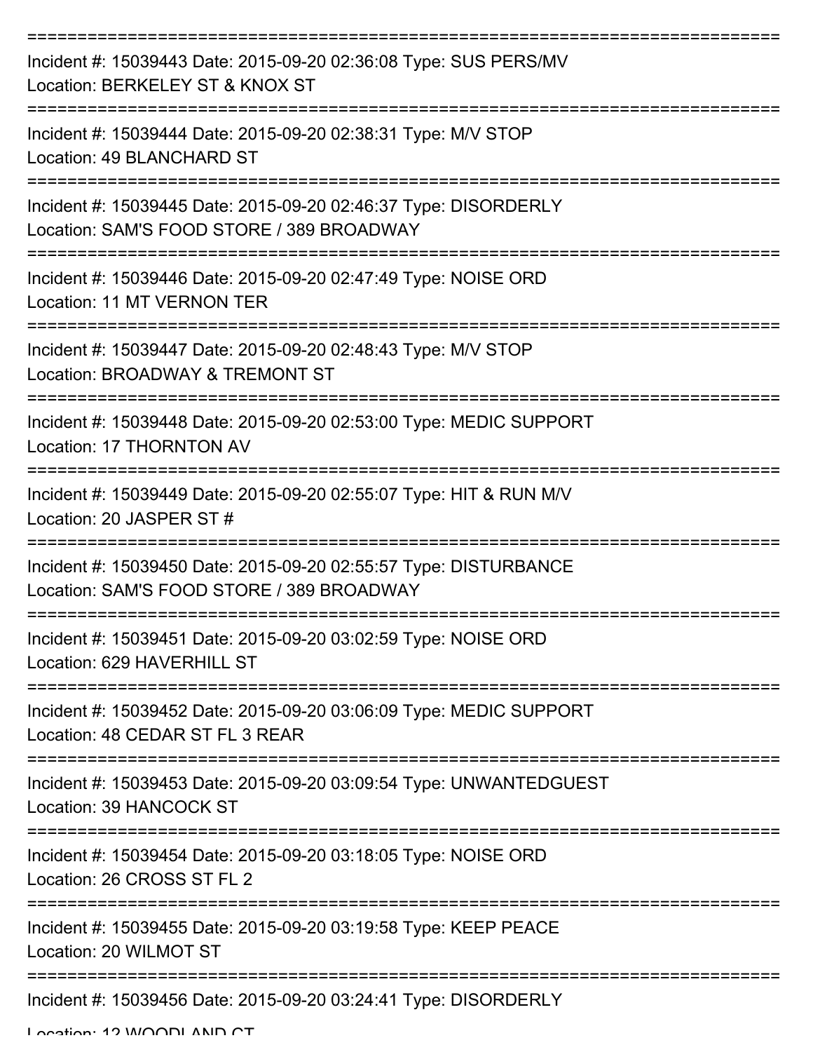===========================================================================

Incident #: 15039443 Date: 2015-09-20 02:36:08 Type: SUS PERS/MV
Location: BERKELEY ST & KNOX ST

===========================================================================

Incident #: 15039444 Date: 2015-09-20 02:38:31 Type: M/V STOP
Location: 49 BLANCHARD ST

===========================================================================

Incident #: 15039445 Date: 2015-09-20 02:46:37 Type: DISORDERLY
Location: SAM'S FOOD STORE / 389 BROADWAY

===========================================================================

Incident #: 15039446 Date: 2015-09-20 02:47:49 Type: NOISE ORD
Location: 11 MT VERNON TER

===========================================================================

Incident #: 15039447 Date: 2015-09-20 02:48:43 Type: M/V STOP
Location: BROADWAY & TREMONT ST

===========================================================================

Incident #: 15039448 Date: 2015-09-20 02:53:00 Type: MEDIC SUPPORT
Location: 17 THORNTON AV

===========================================================================

Incident #: 15039449 Date: 2015-09-20 02:55:07 Type: HIT & RUN M/V
Location: 20 JASPER ST #

===========================================================================

Incident #: 15039450 Date: 2015-09-20 02:55:57 Type: DISTURBANCE
Location: SAM'S FOOD STORE / 389 BROADWAY

===========================================================================

Incident #: 15039451 Date: 2015-09-20 03:02:59 Type: NOISE ORD
Location: 629 HAVERHILL ST

===========================================================================

Incident #: 15039452 Date: 2015-09-20 03:06:09 Type: MEDIC SUPPORT
Location: 48 CEDAR ST FL 3 REAR

===========================================================================

Incident #: 15039453 Date: 2015-09-20 03:09:54 Type: UNWANTEDGUEST
Location: 39 HANCOCK ST

===========================================================================

Incident #: 15039454 Date: 2015-09-20 03:18:05 Type: NOISE ORD
Location: 26 CROSS ST FL 2

===========================================================================

Incident #: 15039455 Date: 2015-09-20 03:19:58 Type: KEEP PEACE
Location: 20 WILMOT ST

===========================================================================

Incident #: 15039456 Date: 2015-09-20 03:24:41 Type: DISORDERLY
Location: 12 WOODLAND CT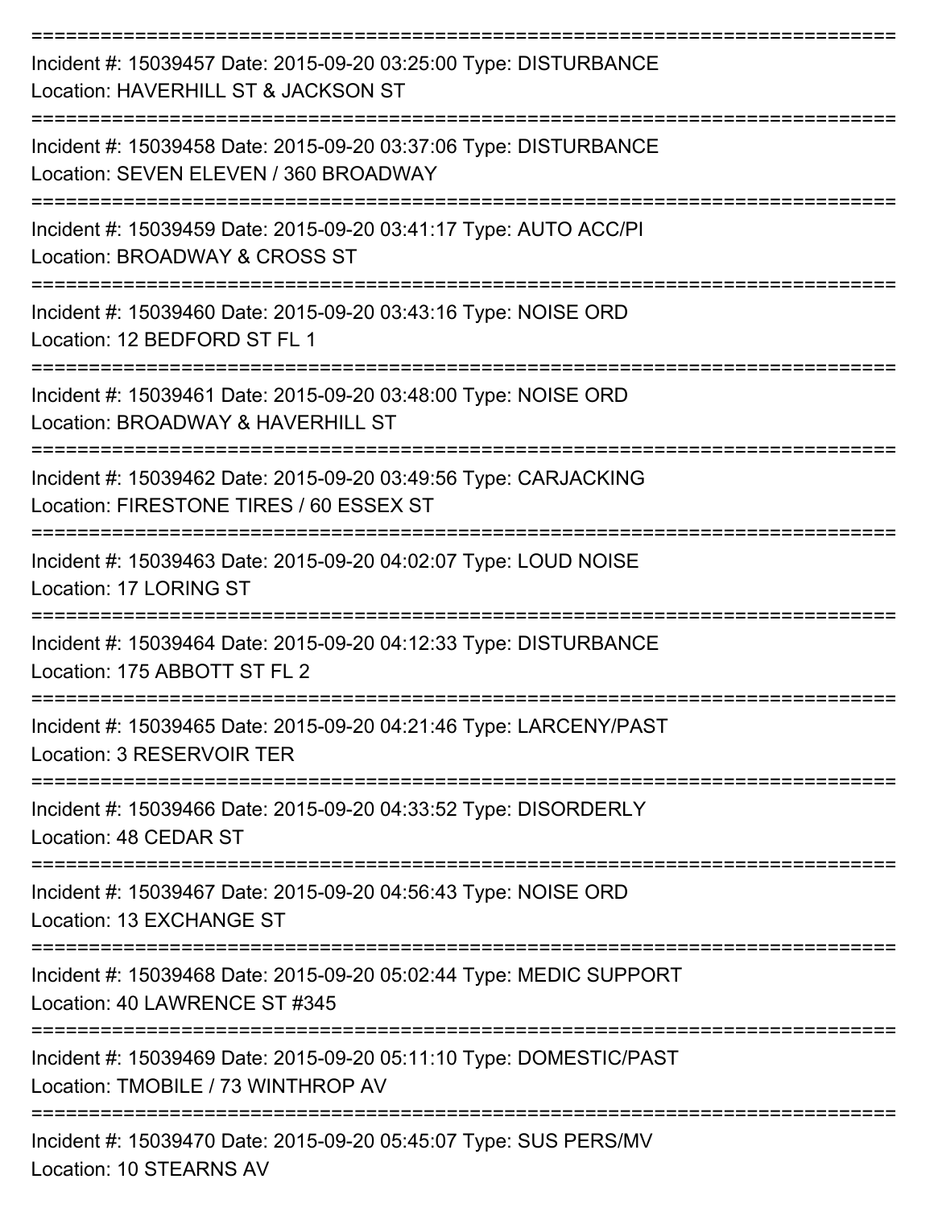===========================================================================

Incident #: 15039457 Date: 2015-09-20 03:25:00 Type: DISTURBANCE
Location: HAVERHILL ST & JACKSON ST

===========================================================================

Incident #: 15039458 Date: 2015-09-20 03:37:06 Type: DISTURBANCE
Location: SEVEN ELEVEN / 360 BROADWAY

===========================================================================

Incident #: 15039459 Date: 2015-09-20 03:41:17 Type: AUTO ACC/PI
Location: BROADWAY & CROSS ST

===========================================================================

Incident #: 15039460 Date: 2015-09-20 03:43:16 Type: NOISE ORD
Location: 12 BEDFORD ST FL 1

===========================================================================

Incident #: 15039461 Date: 2015-09-20 03:48:00 Type: NOISE ORD
Location: BROADWAY & HAVERHILL ST

===========================================================================

Incident #: 15039462 Date: 2015-09-20 03:49:56 Type: CARJACKING
Location: FIRESTONE TIRES / 60 ESSEX ST

===========================================================================

Incident #: 15039463 Date: 2015-09-20 04:02:07 Type: LOUD NOISE
Location: 17 LORING ST

===========================================================================

Incident #: 15039464 Date: 2015-09-20 04:12:33 Type: DISTURBANCE
Location: 175 ABBOTT ST FL 2

===========================================================================

Incident #: 15039465 Date: 2015-09-20 04:21:46 Type: LARCENY/PAST
Location: 3 RESERVOIR TER

===========================================================================

Incident #: 15039466 Date: 2015-09-20 04:33:52 Type: DISORDERLY
Location: 48 CEDAR ST

===========================================================================

Incident #: 15039467 Date: 2015-09-20 04:56:43 Type: NOISE ORD
Location: 13 EXCHANGE ST

===========================================================================

Incident #: 15039468 Date: 2015-09-20 05:02:44 Type: MEDIC SUPPORT
Location: 40 LAWRENCE ST #345

===========================================================================

Incident #: 15039469 Date: 2015-09-20 05:11:10 Type: DOMESTIC/PAST
Location: TMOBILE / 73 WINTHROP AV

===========================================================================

Incident #: 15039470 Date: 2015-09-20 05:45:07 Type: SUS PERS/MV
Location: 10 STEARNS AV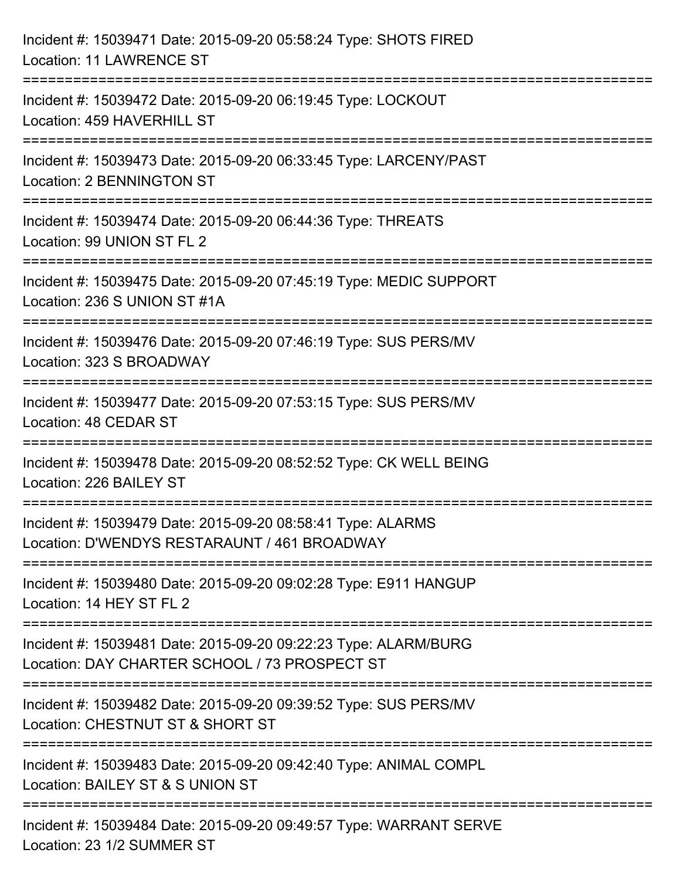Incident #: 15039471 Date: 2015-09-20 05:58:24 Type: SHOTS FIRED
Location: 11 LAWRENCE ST

===========================================================================

Incident #: 15039472 Date: 2015-09-20 06:19:45 Type: LOCKOUT
Location: 459 HAVERHILL ST

===========================================================================

Incident #: 15039473 Date: 2015-09-20 06:33:45 Type: LARCENY/PAST
Location: 2 BENNINGTON ST

===========================================================================

Incident #: 15039474 Date: 2015-09-20 06:44:36 Type: THREATS
Location: 99 UNION ST FL 2

===========================================================================

Incident #: 15039475 Date: 2015-09-20 07:45:19 Type: MEDIC SUPPORT
Location: 236 S UNION ST #1A

===========================================================================

Incident #: 15039476 Date: 2015-09-20 07:46:19 Type: SUS PERS/MV
Location: 323 S BROADWAY

===========================================================================

Incident #: 15039477 Date: 2015-09-20 07:53:15 Type: SUS PERS/MV
Location: 48 CEDAR ST

===========================================================================

Incident #: 15039478 Date: 2015-09-20 08:52:52 Type: CK WELL BEING
Location: 226 BAILEY ST

===========================================================================

Incident #: 15039479 Date: 2015-09-20 08:58:41 Type: ALARMS
Location: D'WENDYS RESTARAUNT / 461 BROADWAY

===========================================================================

Incident #: 15039480 Date: 2015-09-20 09:02:28 Type: E911 HANGUP
Location: 14 HEY ST FL 2

===========================================================================

Incident #: 15039481 Date: 2015-09-20 09:22:23 Type: ALARM/BURG
Location: DAY CHARTER SCHOOL / 73 PROSPECT ST

===========================================================================

Incident #: 15039482 Date: 2015-09-20 09:39:52 Type: SUS PERS/MV
Location: CHESTNUT ST & SHORT ST

===========================================================================

Incident #: 15039483 Date: 2015-09-20 09:42:40 Type: ANIMAL COMPL
Location: BAILEY ST & S UNION ST

===========================================================================

Incident #: 15039484 Date: 2015-09-20 09:49:57 Type: WARRANT SERVE
Location: 23 1/2 SUMMER ST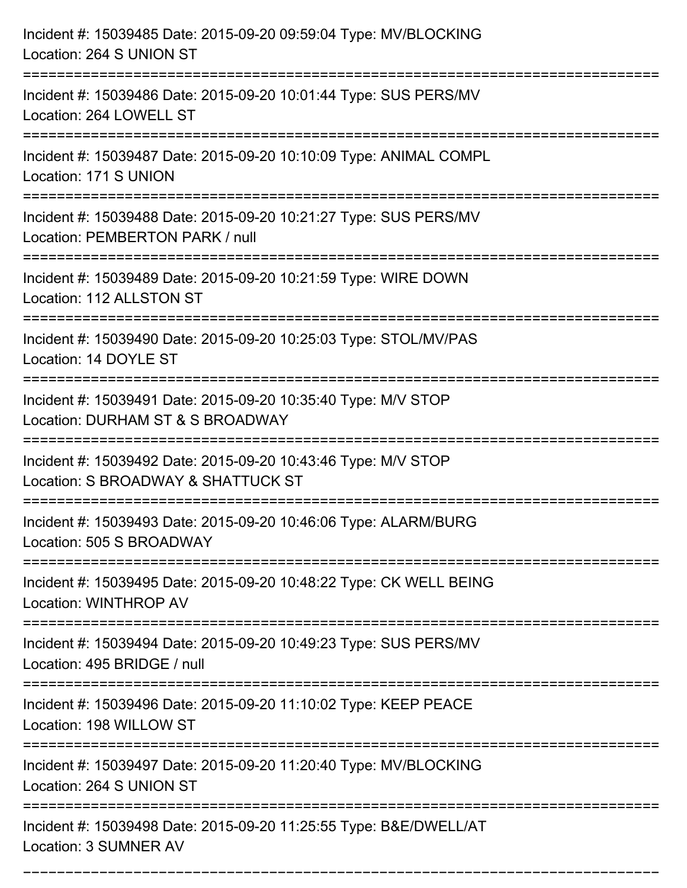Incident #: 15039485 Date: 2015-09-20 09:59:04 Type: MV/BLOCKING
Location: 264 S UNION ST

===========================================================================

Incident #: 15039486 Date: 2015-09-20 10:01:44 Type: SUS PERS/MV
Location: 264 LOWELL ST

===========================================================================

Incident #: 15039487 Date: 2015-09-20 10:10:09 Type: ANIMAL COMPL
Location: 171 S UNION

===========================================================================

Incident #: 15039488 Date: 2015-09-20 10:21:27 Type: SUS PERS/MV
Location: PEMBERTON PARK / null

===========================================================================

Incident #: 15039489 Date: 2015-09-20 10:21:59 Type: WIRE DOWN
Location: 112 ALLSTON ST

===========================================================================

Incident #: 15039490 Date: 2015-09-20 10:25:03 Type: STOL/MV/PAS
Location: 14 DOYLE ST

===========================================================================

Incident #: 15039491 Date: 2015-09-20 10:35:40 Type: M/V STOP
Location: DURHAM ST & S BROADWAY

===========================================================================

Incident #: 15039492 Date: 2015-09-20 10:43:46 Type: M/V STOP
Location: S BROADWAY & SHATTUCK ST

===========================================================================

Incident #: 15039493 Date: 2015-09-20 10:46:06 Type: ALARM/BURG
Location: 505 S BROADWAY

===========================================================================

Incident #: 15039495 Date: 2015-09-20 10:48:22 Type: CK WELL BEING
Location: WINTHROP AV

===========================================================================

Incident #: 15039494 Date: 2015-09-20 10:49:23 Type: SUS PERS/MV
Location: 495 BRIDGE / null

===========================================================================

Incident #: 15039496 Date: 2015-09-20 11:10:02 Type: KEEP PEACE
Location: 198 WILLOW ST

===========================================================================

Incident #: 15039497 Date: 2015-09-20 11:20:40 Type: MV/BLOCKING
Location: 264 S UNION ST

===========================================================================

Incident #: 15039498 Date: 2015-09-20 11:25:55 Type: B&E/DWELL/AT
Location: 3 SUMNER AV

===========================================================================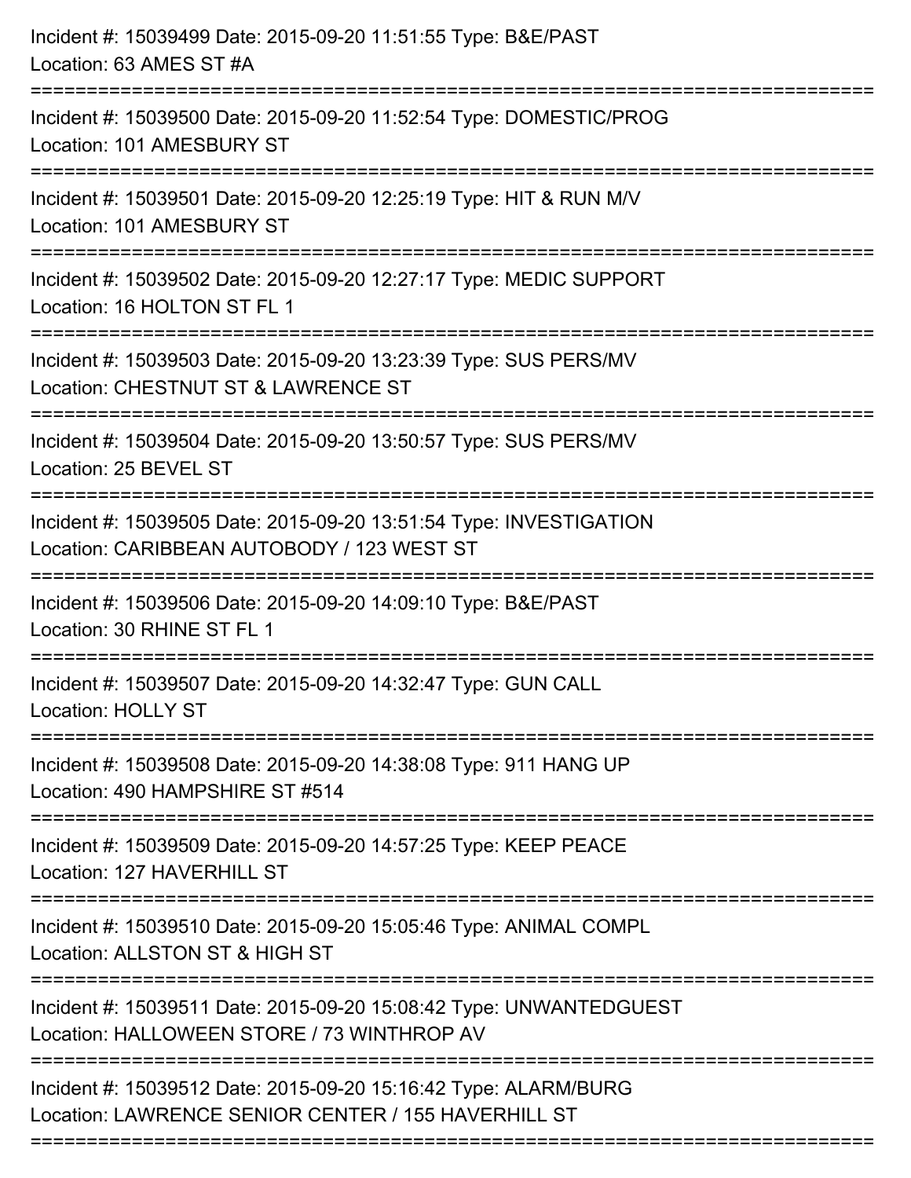Incident #: 15039499 Date: 2015-09-20 11:51:55 Type: B&E/PAST
Location: 63 AMES ST #A

===========================================================================

Incident #: 15039500 Date: 2015-09-20 11:52:54 Type: DOMESTIC/PROG
Location: 101 AMESBURY ST

===========================================================================

Incident #: 15039501 Date: 2015-09-20 12:25:19 Type: HIT & RUN M/V
Location: 101 AMESBURY ST

===========================================================================

Incident #: 15039502 Date: 2015-09-20 12:27:17 Type: MEDIC SUPPORT
Location: 16 HOLTON ST FL 1

===========================================================================

Incident #: 15039503 Date: 2015-09-20 13:23:39 Type: SUS PERS/MV
Location: CHESTNUT ST & LAWRENCE ST

===========================================================================

Incident #: 15039504 Date: 2015-09-20 13:50:57 Type: SUS PERS/MV
Location: 25 BEVEL ST

===========================================================================

Incident #: 15039505 Date: 2015-09-20 13:51:54 Type: INVESTIGATION
Location: CARIBBEAN AUTOBODY / 123 WEST ST

===========================================================================

Incident #: 15039506 Date: 2015-09-20 14:09:10 Type: B&E/PAST
Location: 30 RHINE ST FL 1

===========================================================================

Incident #: 15039507 Date: 2015-09-20 14:32:47 Type: GUN CALL
Location: HOLLY ST

===========================================================================

Incident #: 15039508 Date: 2015-09-20 14:38:08 Type: 911 HANG UP
Location: 490 HAMPSHIRE ST #514

===========================================================================

Incident #: 15039509 Date: 2015-09-20 14:57:25 Type: KEEP PEACE
Location: 127 HAVERHILL ST

===========================================================================

Incident #: 15039510 Date: 2015-09-20 15:05:46 Type: ANIMAL COMPL
Location: ALLSTON ST & HIGH ST

===========================================================================

Incident #: 15039511 Date: 2015-09-20 15:08:42 Type: UNWANTEDGUEST
Location: HALLOWEEN STORE / 73 WINTHROP AV

===========================================================================

Incident #: 15039512 Date: 2015-09-20 15:16:42 Type: ALARM/BURG
Location: LAWRENCE SENIOR CENTER / 155 HAVERHILL ST

===========================================================================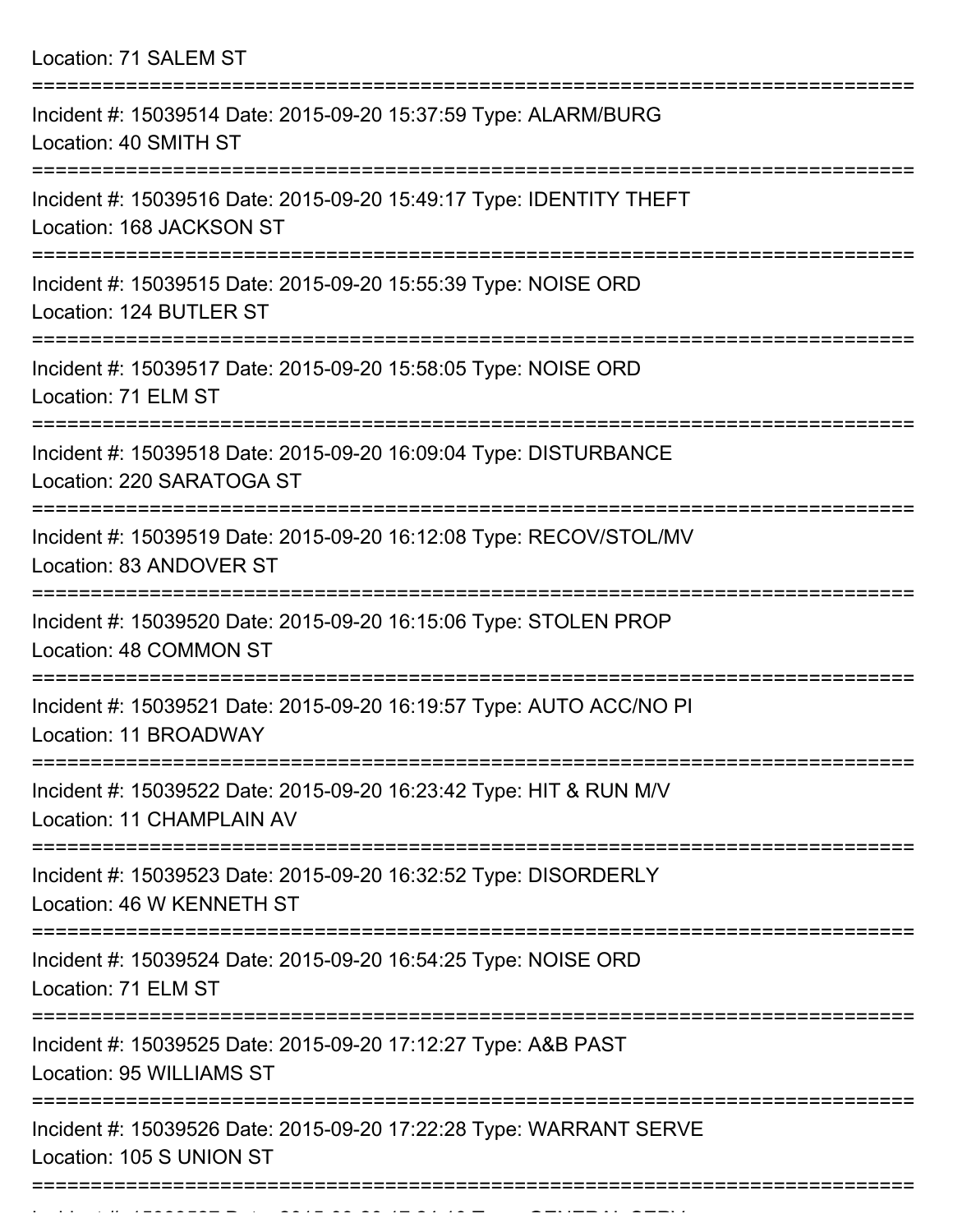Location: 71 SALEM ST

===========================================================================

Incident #: 15039514 Date: 2015-09-20 15:37:59 Type: ALARM/BURG
Location: 40 SMITH ST

===========================================================================

Incident #: 15039516 Date: 2015-09-20 15:49:17 Type: IDENTITY THEFT
Location: 168 JACKSON ST

===========================================================================

Incident #: 15039515 Date: 2015-09-20 15:55:39 Type: NOISE ORD
Location: 124 BUTLER ST

===========================================================================

Incident #: 15039517 Date: 2015-09-20 15:58:05 Type: NOISE ORD
Location: 71 ELM ST

===========================================================================

Incident #: 15039518 Date: 2015-09-20 16:09:04 Type: DISTURBANCE
Location: 220 SARATOGA ST

===========================================================================

Incident #: 15039519 Date: 2015-09-20 16:12:08 Type: RECOV/STOL/MV
Location: 83 ANDOVER ST

===========================================================================

Incident #: 15039520 Date: 2015-09-20 16:15:06 Type: STOLEN PROP
Location: 48 COMMON ST

===========================================================================

Incident #: 15039521 Date: 2015-09-20 16:19:57 Type: AUTO ACC/NO PI
Location: 11 BROADWAY

===========================================================================

Incident #: 15039522 Date: 2015-09-20 16:23:42 Type: HIT & RUN M/V
Location: 11 CHAMPLAIN AV

===========================================================================

Incident #: 15039523 Date: 2015-09-20 16:32:52 Type: DISORDERLY
Location: 46 W KENNETH ST

===========================================================================

Incident #: 15039524 Date: 2015-09-20 16:54:25 Type: NOISE ORD
Location: 71 ELM ST

===========================================================================

Incident #: 15039525 Date: 2015-09-20 17:12:27 Type: A&B PAST
Location: 95 WILLIAMS ST

===========================================================================

Incident #: 15039526 Date: 2015-09-20 17:22:28 Type: WARRANT SERVE
Location: 105 S UNION ST

===========================================================================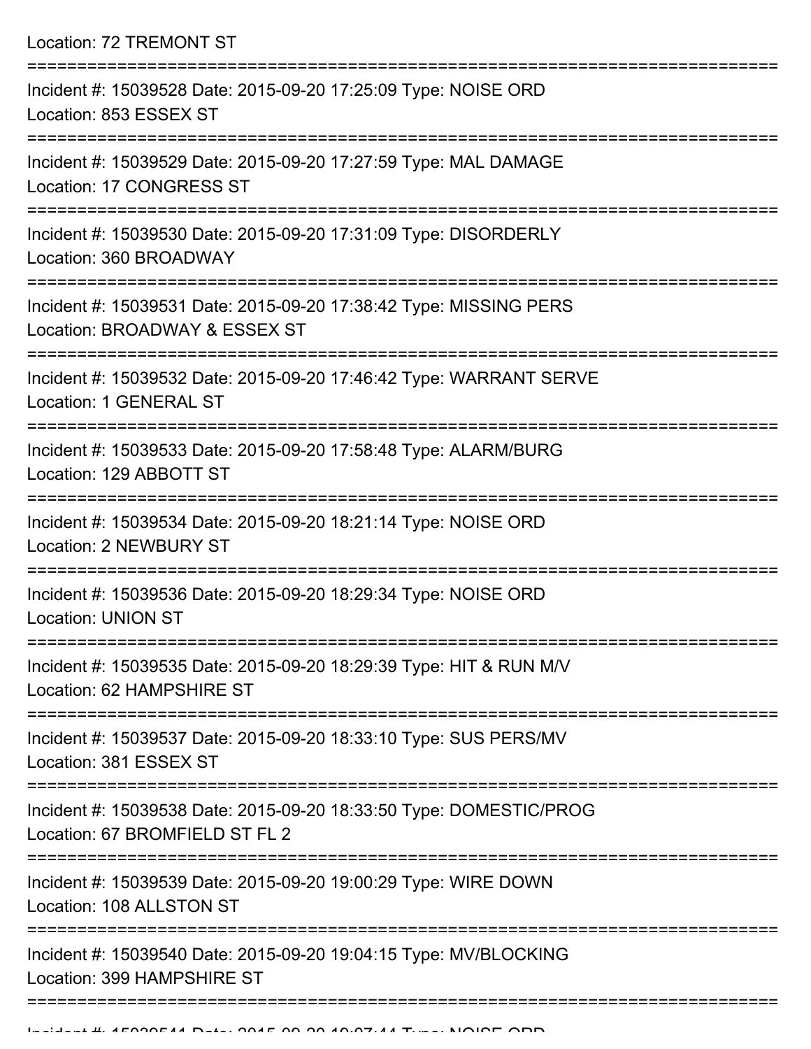Location: 72 TREMONT ST

===========================================================================

Incident #: 15039528 Date: 2015-09-20 17:25:09 Type: NOISE ORD
Location: 853 ESSEX ST

===========================================================================

Incident #: 15039529 Date: 2015-09-20 17:27:59 Type: MAL DAMAGE
Location: 17 CONGRESS ST

===========================================================================

Incident #: 15039530 Date: 2015-09-20 17:31:09 Type: DISORDERLY
Location: 360 BROADWAY

===========================================================================

Incident #: 15039531 Date: 2015-09-20 17:38:42 Type: MISSING PERS
Location: BROADWAY & ESSEX ST

===========================================================================

Incident #: 15039532 Date: 2015-09-20 17:46:42 Type: WARRANT SERVE
Location: 1 GENERAL ST

===========================================================================

Incident #: 15039533 Date: 2015-09-20 17:58:48 Type: ALARM/BURG
Location: 129 ABBOTT ST

===========================================================================

Incident #: 15039534 Date: 2015-09-20 18:21:14 Type: NOISE ORD
Location: 2 NEWBURY ST

===========================================================================

Incident #: 15039536 Date: 2015-09-20 18:29:34 Type: NOISE ORD
Location: UNION ST

===========================================================================

Incident #: 15039535 Date: 2015-09-20 18:29:39 Type: HIT & RUN M/V
Location: 62 HAMPSHIRE ST

===========================================================================

Incident #: 15039537 Date: 2015-09-20 18:33:10 Type: SUS PERS/MV
Location: 381 ESSEX ST

===========================================================================

Incident #: 15039538 Date: 2015-09-20 18:33:50 Type: DOMESTIC/PROG
Location: 67 BROMFIELD ST FL 2

===========================================================================

Incident #: 15039539 Date: 2015-09-20 19:00:29 Type: WIRE DOWN
Location: 108 ALLSTON ST

===========================================================================

Incident #: 15039540 Date: 2015-09-20 19:04:15 Type: MV/BLOCKING
Location: 399 HAMPSHIRE ST

===========================================================================

Incident #: 15039541 Date: 2015-09-20 19:07:44 Type: NOISE ORD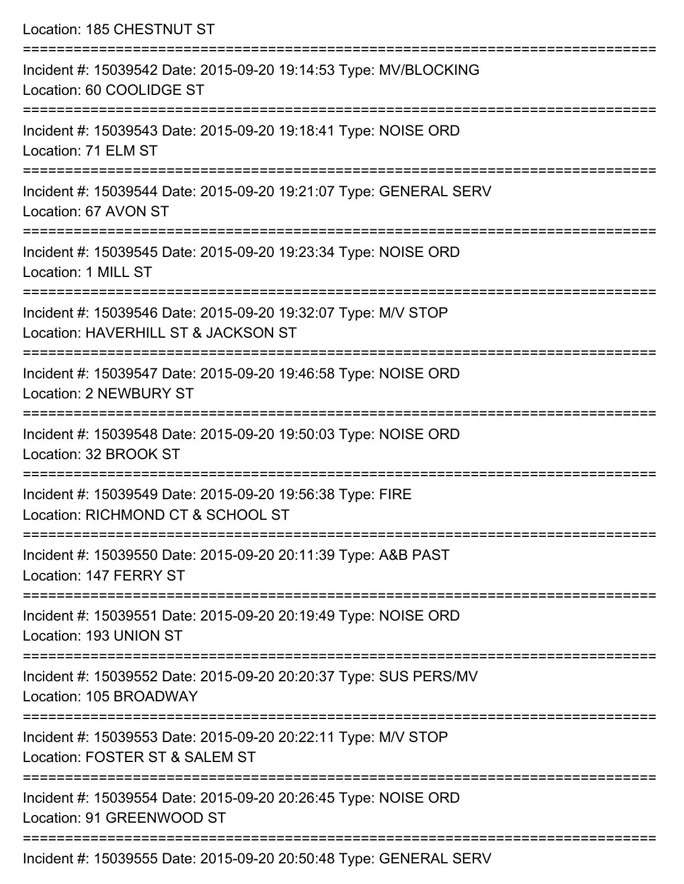Location: 185 CHESTNUT ST

===========================================================================

Incident #: 15039542 Date: 2015-09-20 19:14:53 Type: MV/BLOCKING
Location: 60 COOLIDGE ST

===========================================================================

Incident #: 15039543 Date: 2015-09-20 19:18:41 Type: NOISE ORD
Location: 71 ELM ST

===========================================================================

Incident #: 15039544 Date: 2015-09-20 19:21:07 Type: GENERAL SERV
Location: 67 AVON ST

===========================================================================

Incident #: 15039545 Date: 2015-09-20 19:23:34 Type: NOISE ORD
Location: 1 MILL ST

===========================================================================

Incident #: 15039546 Date: 2015-09-20 19:32:07 Type: M/V STOP
Location: HAVERHILL ST & JACKSON ST

===========================================================================

Incident #: 15039547 Date: 2015-09-20 19:46:58 Type: NOISE ORD
Location: 2 NEWBURY ST

===========================================================================

Incident #: 15039548 Date: 2015-09-20 19:50:03 Type: NOISE ORD
Location: 32 BROOK ST

===========================================================================

Incident #: 15039549 Date: 2015-09-20 19:56:38 Type: FIRE
Location: RICHMOND CT & SCHOOL ST

===========================================================================

Incident #: 15039550 Date: 2015-09-20 20:11:39 Type: A&B PAST
Location: 147 FERRY ST

===========================================================================

Incident #: 15039551 Date: 2015-09-20 20:19:49 Type: NOISE ORD
Location: 193 UNION ST

===========================================================================

Incident #: 15039552 Date: 2015-09-20 20:20:37 Type: SUS PERS/MV
Location: 105 BROADWAY

===========================================================================

Incident #: 15039553 Date: 2015-09-20 20:22:11 Type: M/V STOP
Location: FOSTER ST & SALEM ST

===========================================================================

Incident #: 15039554 Date: 2015-09-20 20:26:45 Type: NOISE ORD
Location: 91 GREENWOOD ST

===========================================================================

Incident #: 15039555 Date: 2015-09-20 20:50:48 Type: GENERAL SERV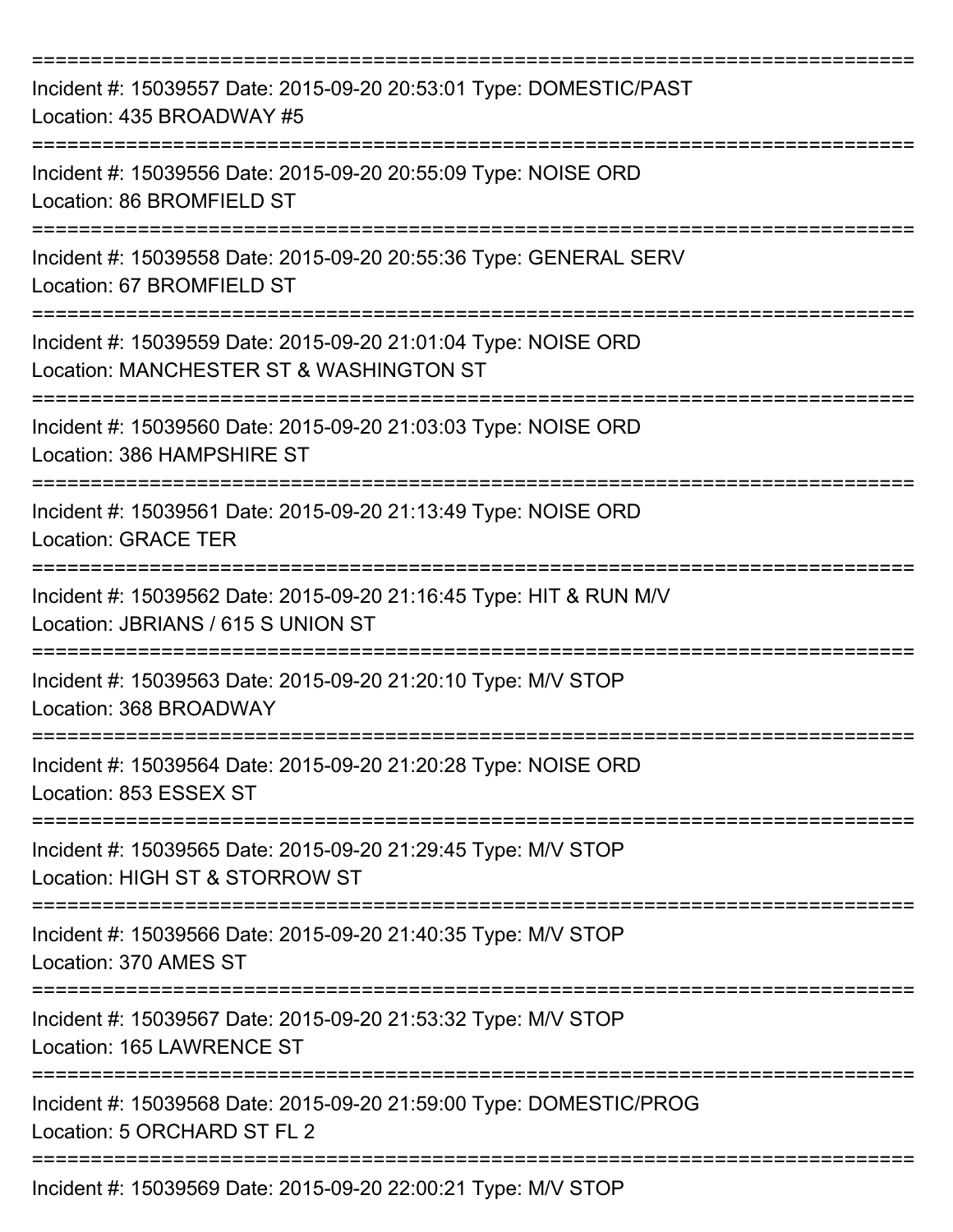==============================================================================
Incident #: 15039557 Date: 2015-09-20 20:53:01 Type: DOMESTIC/PAST
Location: 435 BROADWAY #5
==============================================================================
Incident #: 15039556 Date: 2015-09-20 20:55:09 Type: NOISE ORD
Location: 86 BROMFIELD ST
==============================================================================
Incident #: 15039558 Date: 2015-09-20 20:55:36 Type: GENERAL SERV
Location: 67 BROMFIELD ST
==============================================================================
Incident #: 15039559 Date: 2015-09-20 21:01:04 Type: NOISE ORD
Location: MANCHESTER ST & WASHINGTON ST
==============================================================================
Incident #: 15039560 Date: 2015-09-20 21:03:03 Type: NOISE ORD
Location: 386 HAMPSHIRE ST
==============================================================================
Incident #: 15039561 Date: 2015-09-20 21:13:49 Type: NOISE ORD
Location: GRACE TER
==============================================================================
Incident #: 15039562 Date: 2015-09-20 21:16:45 Type: HIT & RUN M/V
Location: JBRIANS / 615 S UNION ST
==============================================================================
Incident #: 15039563 Date: 2015-09-20 21:20:10 Type: M/V STOP
Location: 368 BROADWAY
==============================================================================
Incident #: 15039564 Date: 2015-09-20 21:20:28 Type: NOISE ORD
Location: 853 ESSEX ST
==============================================================================
Incident #: 15039565 Date: 2015-09-20 21:29:45 Type: M/V STOP
Location: HIGH ST & STORROW ST
==============================================================================
Incident #: 15039566 Date: 2015-09-20 21:40:35 Type: M/V STOP
Location: 370 AMES ST
==============================================================================
Incident #: 15039567 Date: 2015-09-20 21:53:32 Type: M/V STOP
Location: 165 LAWRENCE ST
==============================================================================
Incident #: 15039568 Date: 2015-09-20 21:59:00 Type: DOMESTIC/PROG
Location: 5 ORCHARD ST FL 2
==============================================================================
Incident #: 15039569 Date: 2015-09-20 22:00:21 Type: M/V STOP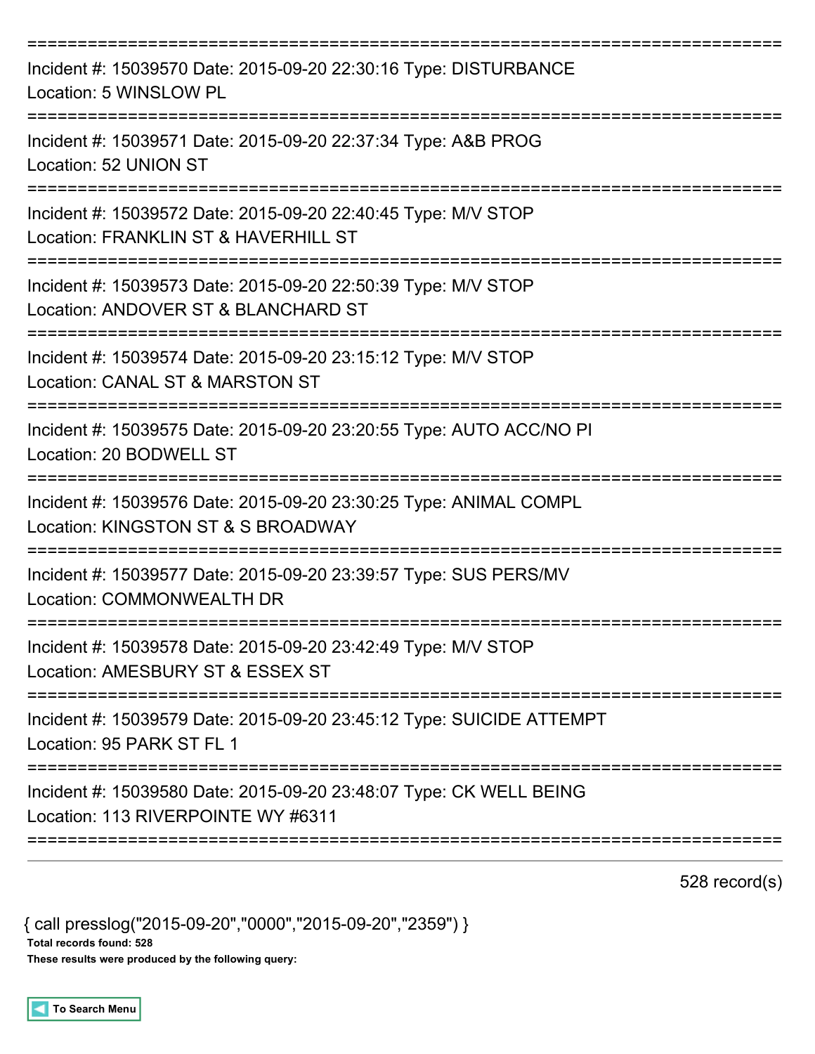Incident #: 15039570 Date: 2015-09-20 22:30:16 Type: DISTURBANCE
Location: 5 WINSLOW PL

Incident #: 15039571 Date: 2015-09-20 22:37:34 Type: A&B PROG
Location: 52 UNION ST

Incident #: 15039572 Date: 2015-09-20 22:40:45 Type: M/V STOP
Location: FRANKLIN ST & HAVERHILL ST

Incident #: 15039573 Date: 2015-09-20 22:50:39 Type: M/V STOP
Location: ANDOVER ST & BLANCHARD ST

Incident #: 15039574 Date: 2015-09-20 23:15:12 Type: M/V STOP
Location: CANAL ST & MARSTON ST

Incident #: 15039575 Date: 2015-09-20 23:20:55 Type: AUTO ACC/NO PI
Location: 20 BODWELL ST

Incident #: 15039576 Date: 2015-09-20 23:30:25 Type: ANIMAL COMPL
Location: KINGSTON ST & S BROADWAY

Incident #: 15039577 Date: 2015-09-20 23:39:57 Type: SUS PERS/MV
Location: COMMONWEALTH DR

Incident #: 15039578 Date: 2015-09-20 23:42:49 Type: M/V STOP
Location: AMESBURY ST & ESSEX ST

Incident #: 15039579 Date: 2015-09-20 23:45:12 Type: SUICIDE ATTEMPT
Location: 95 PARK ST FL 1

Incident #: 15039580 Date: 2015-09-20 23:48:07 Type: CK WELL BEING
Location: 113 RIVERPOINTE WY #6311

528 record(s)

{ call presslog("2015-09-20","0000","2015-09-20","2359") }

**Total records found: 528**

**These results were produced by the following query:**

To Search Menu